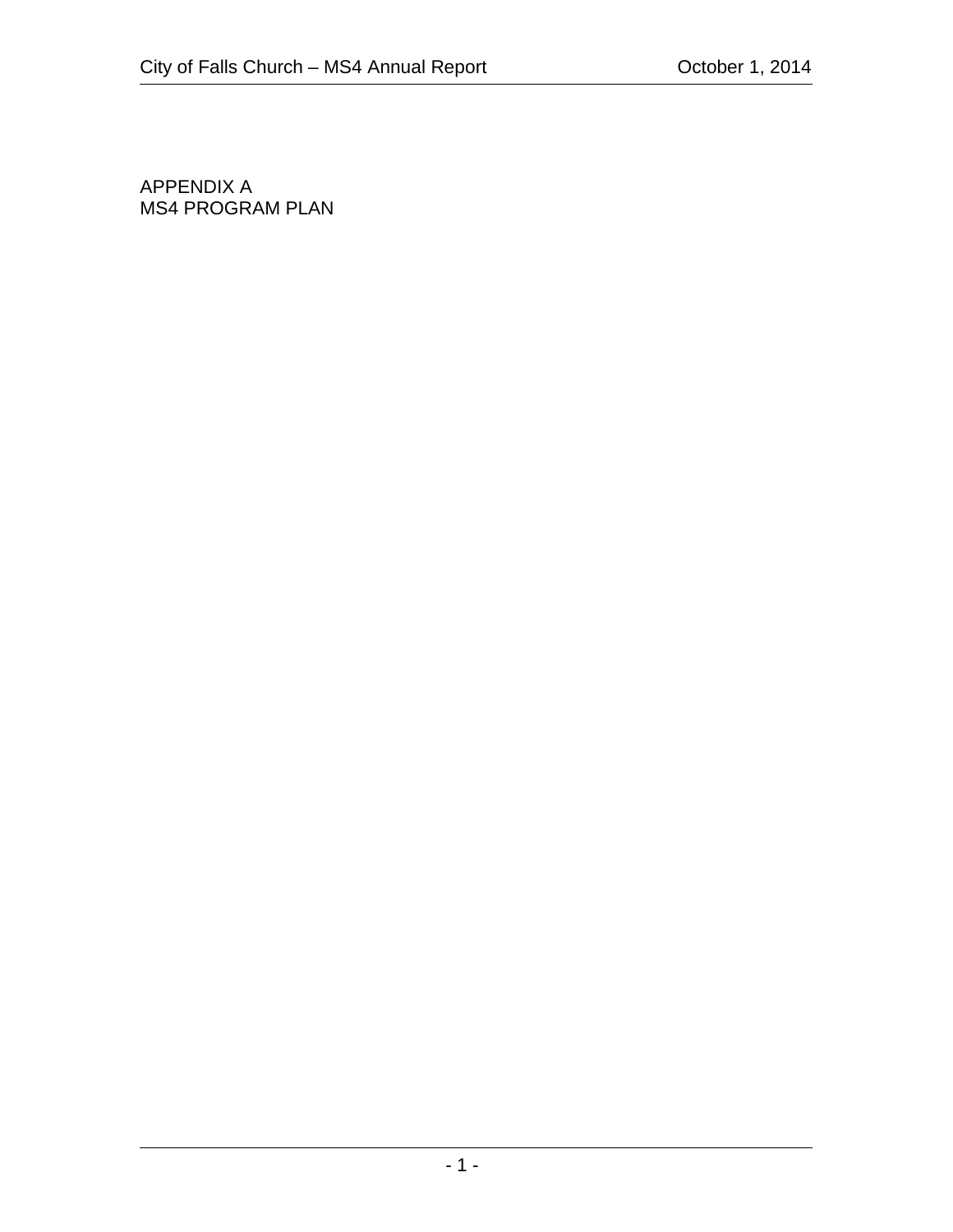APPENDIX A
MS4 PROGRAM PLAN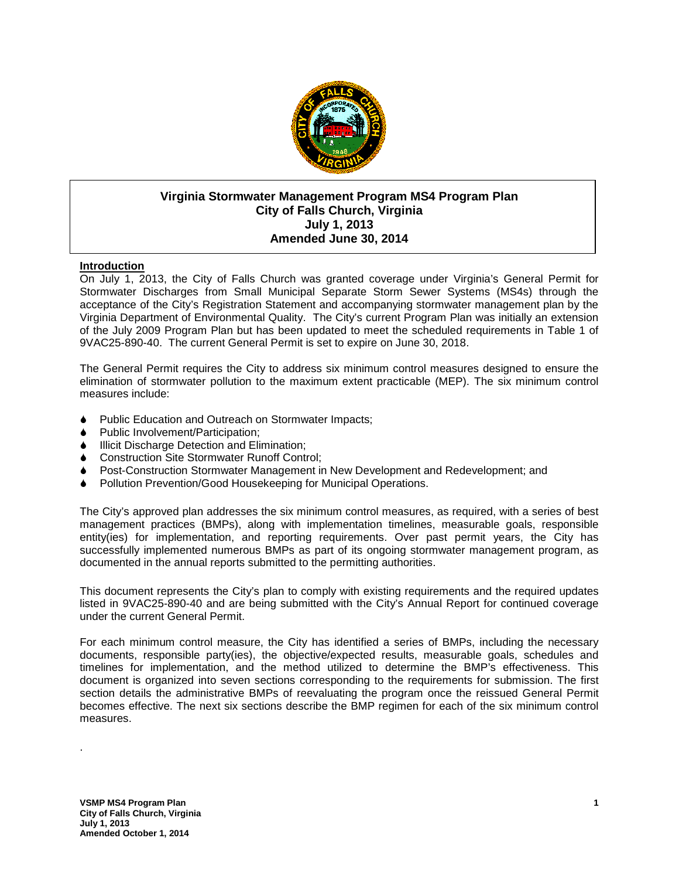**Virginia Stormwater Management Program MS4 Program Plan**
**City of Falls Church, Virginia**
**July 1, 2013**
**Amended June 30, 2014**

## Introduction

On July 1, 2013, the City of Falls Church was granted coverage under Virginia's General Permit for Stormwater Discharges from Small Municipal Separate Storm Sewer Systems (MS4s) through the acceptance of the City's Registration Statement and accompanying stormwater management plan by the Virginia Department of Environmental Quality. The City's current Program Plan was initially an extension of the July 2009 Program Plan but has been updated to meet the scheduled requirements in Table 1 of 9VAC25-890-40. The current General Permit is set to expire on June 30, 2018.

The General Permit requires the City to address six minimum control measures designed to ensure the elimination of stormwater pollution to the maximum extent practicable (MEP). The six minimum control measures include:

- Public Education and Outreach on Stormwater Impacts;
- Public Involvement/Participation;
- Illicit Discharge Detection and Elimination;
- Construction Site Stormwater Runoff Control;
- Post-Construction Stormwater Management in New Development and Redevelopment; and
- Pollution Prevention/Good Housekeeping for Municipal Operations.

The City's approved plan addresses the six minimum control measures, as required, with a series of best management practices (BMPs), along with implementation timelines, measurable goals, responsible entity(ies) for implementation, and reporting requirements. Over past permit years, the City has successfully implemented numerous BMPs as part of its ongoing stormwater management program, as documented in the annual reports submitted to the permitting authorities.

This document represents the City's plan to comply with existing requirements and the required updates listed in 9VAC25-890-40 and are being submitted with the City's Annual Report for continued coverage under the current General Permit.

For each minimum control measure, the City has identified a series of BMPs, including the necessary documents, responsible party(ies), the objective/expected results, measurable goals, schedules and timelines for implementation, and the method utilized to determine the BMP's effectiveness. This document is organized into seven sections corresponding to the requirements for submission. The first section details the administrative BMPs of reevaluating the program once the reissued General Permit becomes effective. The next six sections describe the BMP regimen for each of the six minimum control measures.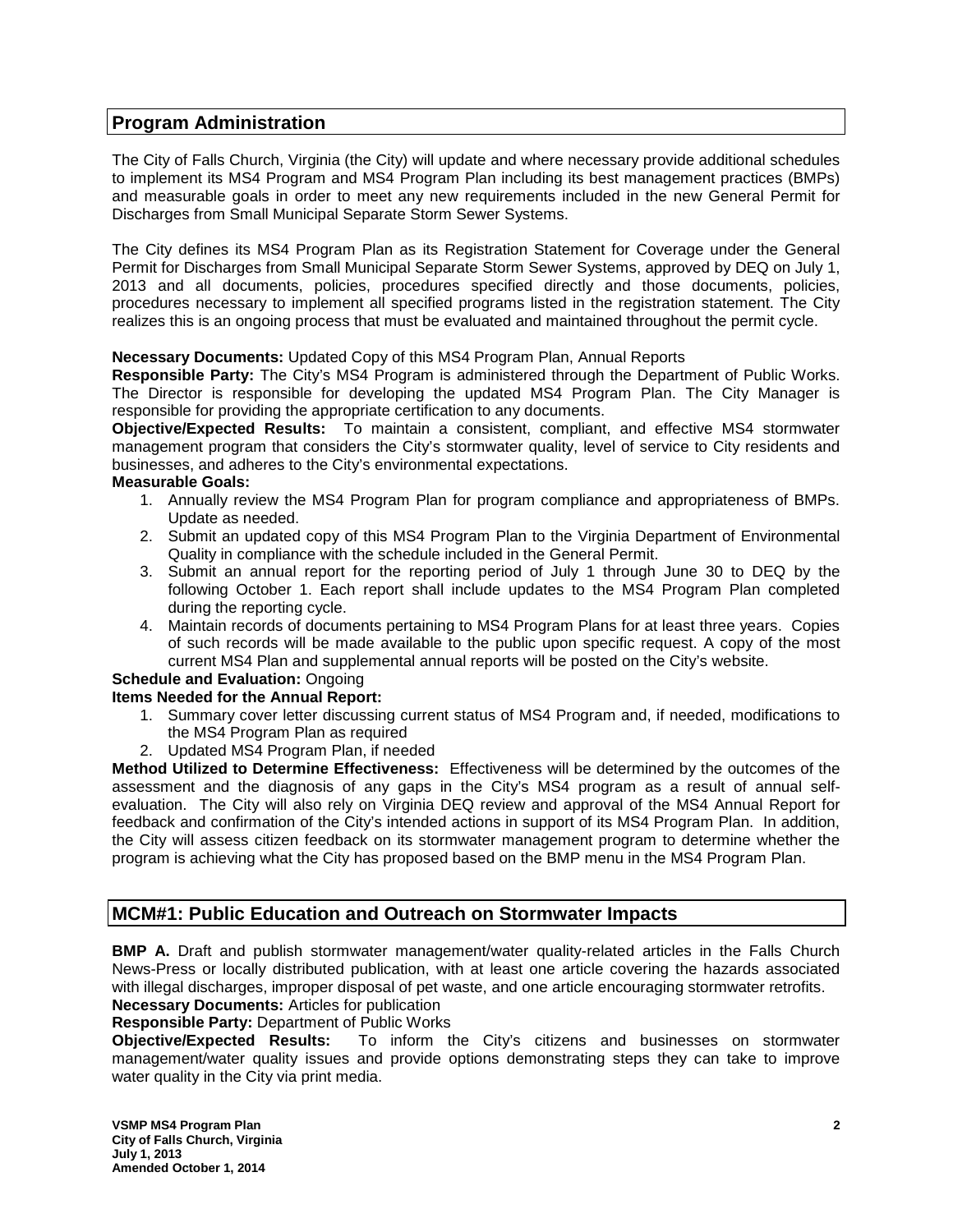## Program Administration

The City of Falls Church, Virginia (the City) will update and where necessary provide additional schedules to implement its MS4 Program and MS4 Program Plan including its best management practices (BMPs) and measurable goals in order to meet any new requirements included in the new General Permit for Discharges from Small Municipal Separate Storm Sewer Systems.

The City defines its MS4 Program Plan as its Registration Statement for Coverage under the General Permit for Discharges from Small Municipal Separate Storm Sewer Systems, approved by DEQ on July 1, 2013 and all documents, policies, procedures specified directly and those documents, policies, procedures necessary to implement all specified programs listed in the registration statement. The City realizes this is an ongoing process that must be evaluated and maintained throughout the permit cycle.

**Necessary Documents:** Updated Copy of this MS4 Program Plan, Annual Reports
**Responsible Party:** The City's MS4 Program is administered through the Department of Public Works. The Director is responsible for developing the updated MS4 Program Plan. The City Manager is responsible for providing the appropriate certification to any documents.
**Objective/Expected Results:** To maintain a consistent, compliant, and effective MS4 stormwater management program that considers the City's stormwater quality, level of service to City residents and businesses, and adheres to the City's environmental expectations.
**Measurable Goals:**

1. Annually review the MS4 Program Plan for program compliance and appropriateness of BMPs. Update as needed.
2. Submit an updated copy of this MS4 Program Plan to the Virginia Department of Environmental Quality in compliance with the schedule included in the General Permit.
3. Submit an annual report for the reporting period of July 1 through June 30 to DEQ by the following October 1. Each report shall include updates to the MS4 Program Plan completed during the reporting cycle.
4. Maintain records of documents pertaining to MS4 Program Plans for at least three years. Copies of such records will be made available to the public upon specific request. A copy of the most current MS4 Plan and supplemental annual reports will be posted on the City's website.

**Schedule and Evaluation:** Ongoing
**Items Needed for the Annual Report:**

1. Summary cover letter discussing current status of MS4 Program and, if needed, modifications to the MS4 Program Plan as required
2. Updated MS4 Program Plan, if needed

**Method Utilized to Determine Effectiveness:** Effectiveness will be determined by the outcomes of the assessment and the diagnosis of any gaps in the City's MS4 program as a result of annual self-evaluation. The City will also rely on Virginia DEQ review and approval of the MS4 Annual Report for feedback and confirmation of the City's intended actions in support of its MS4 Program Plan. In addition, the City will assess citizen feedback on its stormwater management program to determine whether the program is achieving what the City has proposed based on the BMP menu in the MS4 Program Plan.

## MCM#1: Public Education and Outreach on Stormwater Impacts

**BMP A.** Draft and publish stormwater management/water quality-related articles in the Falls Church News-Press or locally distributed publication, with at least one article covering the hazards associated with illegal discharges, improper disposal of pet waste, and one article encouraging stormwater retrofits.
**Necessary Documents:** Articles for publication
**Responsible Party:** Department of Public Works
**Objective/Expected Results:** To inform the City's citizens and businesses on stormwater management/water quality issues and provide options demonstrating steps they can take to improve water quality in the City via print media.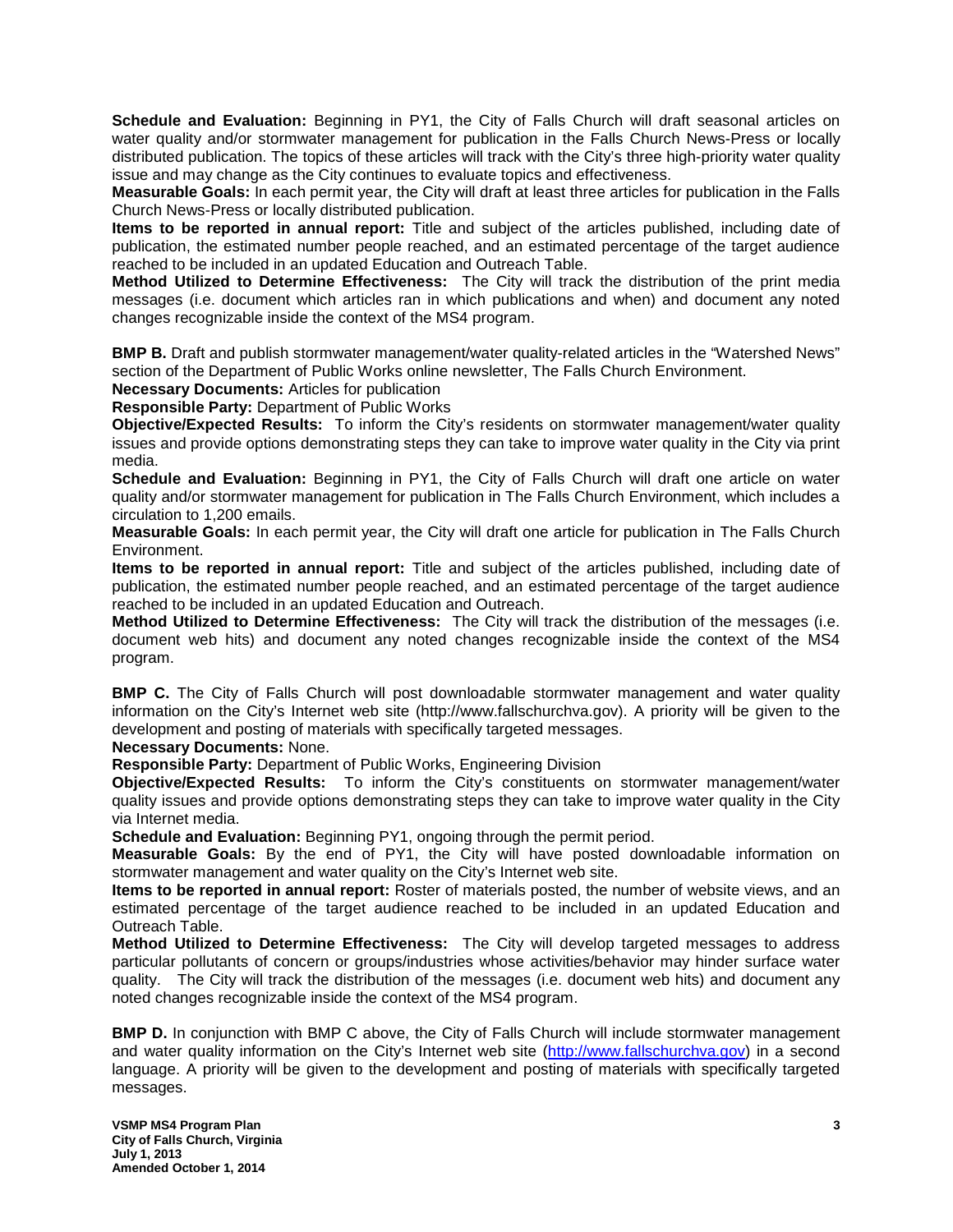**Schedule and Evaluation:** Beginning in PY1, the City of Falls Church will draft seasonal articles on water quality and/or stormwater management for publication in the Falls Church News-Press or locally distributed publication. The topics of these articles will track with the City's three high-priority water quality issue and may change as the City continues to evaluate topics and effectiveness.

**Measurable Goals:** In each permit year, the City will draft at least three articles for publication in the Falls Church News-Press or locally distributed publication.

**Items to be reported in annual report:** Title and subject of the articles published, including date of publication, the estimated number people reached, and an estimated percentage of the target audience reached to be included in an updated Education and Outreach Table.

**Method Utilized to Determine Effectiveness:** The City will track the distribution of the print media messages (i.e. document which articles ran in which publications and when) and document any noted changes recognizable inside the context of the MS4 program.

**BMP B.** Draft and publish stormwater management/water quality-related articles in the "Watershed News" section of the Department of Public Works online newsletter, The Falls Church Environment.

**Necessary Documents:** Articles for publication

**Responsible Party:** Department of Public Works

**Objective/Expected Results:** To inform the City's residents on stormwater management/water quality issues and provide options demonstrating steps they can take to improve water quality in the City via print media.

**Schedule and Evaluation:** Beginning in PY1, the City of Falls Church will draft one article on water quality and/or stormwater management for publication in The Falls Church Environment, which includes a circulation to 1,200 emails.

**Measurable Goals:** In each permit year, the City will draft one article for publication in The Falls Church Environment.

**Items to be reported in annual report:** Title and subject of the articles published, including date of publication, the estimated number people reached, and an estimated percentage of the target audience reached to be included in an updated Education and Outreach.

**Method Utilized to Determine Effectiveness:** The City will track the distribution of the messages (i.e. document web hits) and document any noted changes recognizable inside the context of the MS4 program.

**BMP C.** The City of Falls Church will post downloadable stormwater management and water quality information on the City's Internet web site (http://www.fallschurchva.gov). A priority will be given to the development and posting of materials with specifically targeted messages.

**Necessary Documents:** None.

**Responsible Party:** Department of Public Works, Engineering Division

**Objective/Expected Results:** To inform the City's constituents on stormwater management/water quality issues and provide options demonstrating steps they can take to improve water quality in the City via Internet media.

**Schedule and Evaluation:** Beginning PY1, ongoing through the permit period.

**Measurable Goals:** By the end of PY1, the City will have posted downloadable information on stormwater management and water quality on the City's Internet web site.

**Items to be reported in annual report:** Roster of materials posted, the number of website views, and an estimated percentage of the target audience reached to be included in an updated Education and Outreach Table.

**Method Utilized to Determine Effectiveness:** The City will develop targeted messages to address particular pollutants of concern or groups/industries whose activities/behavior may hinder surface water quality. The City will track the distribution of the messages (i.e. document web hits) and document any noted changes recognizable inside the context of the MS4 program.

**BMP D.** In conjunction with BMP C above, the City of Falls Church will include stormwater management and water quality information on the City's Internet web site (http://www.fallschurchva.gov) in a second language. A priority will be given to the development and posting of materials with specifically targeted messages.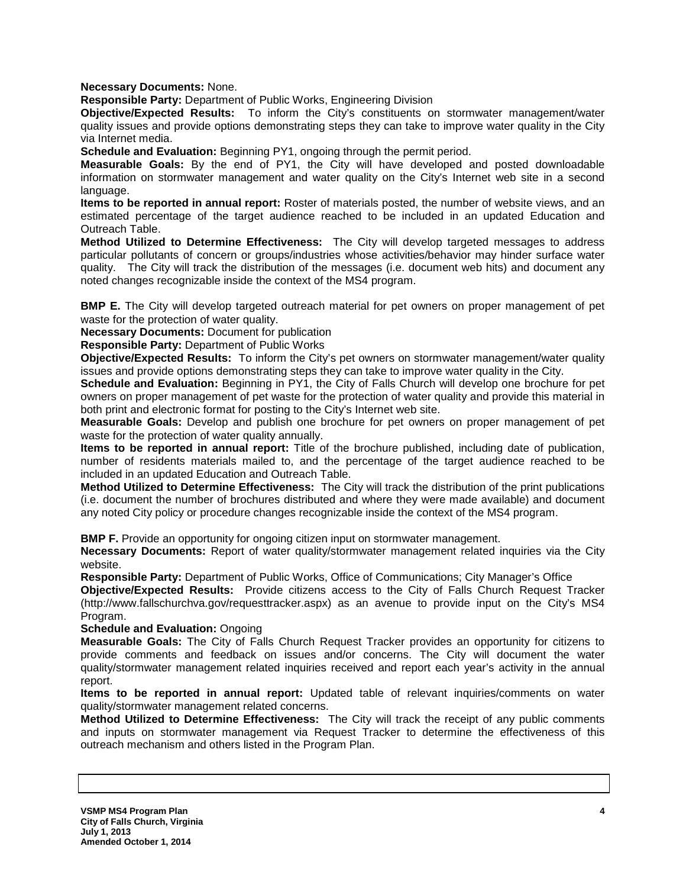**Necessary Documents:** None.
**Responsible Party:** Department of Public Works, Engineering Division
**Objective/Expected Results:** To inform the City's constituents on stormwater management/water quality issues and provide options demonstrating steps they can take to improve water quality in the City via Internet media.
**Schedule and Evaluation:** Beginning PY1, ongoing through the permit period.
**Measurable Goals:** By the end of PY1, the City will have developed and posted downloadable information on stormwater management and water quality on the City's Internet web site in a second language.
**Items to be reported in annual report:** Roster of materials posted, the number of website views, and an estimated percentage of the target audience reached to be included in an updated Education and Outreach Table.
**Method Utilized to Determine Effectiveness:** The City will develop targeted messages to address particular pollutants of concern or groups/industries whose activities/behavior may hinder surface water quality. The City will track the distribution of the messages (i.e. document web hits) and document any noted changes recognizable inside the context of the MS4 program.

**BMP E.** The City will develop targeted outreach material for pet owners on proper management of pet waste for the protection of water quality.
**Necessary Documents:** Document for publication
**Responsible Party:** Department of Public Works
**Objective/Expected Results:** To inform the City's pet owners on stormwater management/water quality issues and provide options demonstrating steps they can take to improve water quality in the City.
**Schedule and Evaluation:** Beginning in PY1, the City of Falls Church will develop one brochure for pet owners on proper management of pet waste for the protection of water quality and provide this material in both print and electronic format for posting to the City's Internet web site.
**Measurable Goals:** Develop and publish one brochure for pet owners on proper management of pet waste for the protection of water quality annually.
**Items to be reported in annual report:** Title of the brochure published, including date of publication, number of residents materials mailed to, and the percentage of the target audience reached to be included in an updated Education and Outreach Table.
**Method Utilized to Determine Effectiveness:** The City will track the distribution of the print publications (i.e. document the number of brochures distributed and where they were made available) and document any noted City policy or procedure changes recognizable inside the context of the MS4 program.

**BMP F.** Provide an opportunity for ongoing citizen input on stormwater management.
**Necessary Documents:** Report of water quality/stormwater management related inquiries via the City website.
**Responsible Party:** Department of Public Works, Office of Communications; City Manager's Office
**Objective/Expected Results:** Provide citizens access to the City of Falls Church Request Tracker (http://www.fallschurchva.gov/requesttracker.aspx) as an avenue to provide input on the City's MS4 Program.
**Schedule and Evaluation:** Ongoing
**Measurable Goals:** The City of Falls Church Request Tracker provides an opportunity for citizens to provide comments and feedback on issues and/or concerns. The City will document the water quality/stormwater management related inquiries received and report each year's activity in the annual report.
**Items to be reported in annual report:** Updated table of relevant inquiries/comments on water quality/stormwater management related concerns.
**Method Utilized to Determine Effectiveness:** The City will track the receipt of any public comments and inputs on stormwater management via Request Tracker to determine the effectiveness of this outreach mechanism and others listed in the Program Plan.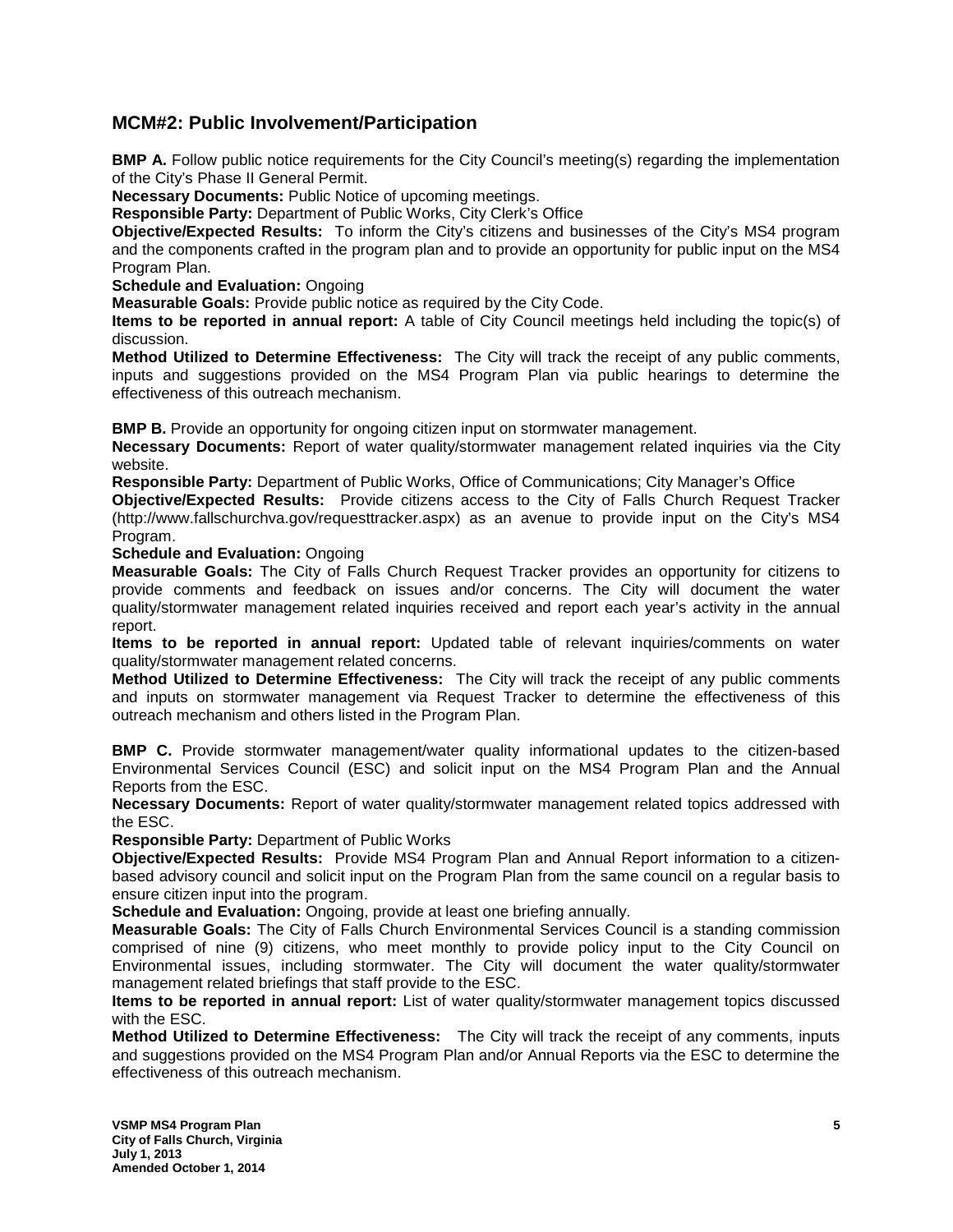## MCM#2: Public Involvement/Participation

**BMP A.** Follow public notice requirements for the City Council's meeting(s) regarding the implementation of the City's Phase II General Permit.
**Necessary Documents:** Public Notice of upcoming meetings.
**Responsible Party:** Department of Public Works, City Clerk's Office
**Objective/Expected Results:** To inform the City's citizens and businesses of the City's MS4 program and the components crafted in the program plan and to provide an opportunity for public input on the MS4 Program Plan.
**Schedule and Evaluation:** Ongoing
**Measurable Goals:** Provide public notice as required by the City Code.
**Items to be reported in annual report:** A table of City Council meetings held including the topic(s) of discussion.
**Method Utilized to Determine Effectiveness:** The City will track the receipt of any public comments, inputs and suggestions provided on the MS4 Program Plan via public hearings to determine the effectiveness of this outreach mechanism.

**BMP B.** Provide an opportunity for ongoing citizen input on stormwater management.
**Necessary Documents:** Report of water quality/stormwater management related inquiries via the City website.
**Responsible Party:** Department of Public Works, Office of Communications; City Manager's Office
**Objective/Expected Results:** Provide citizens access to the City of Falls Church Request Tracker (http://www.fallschurchva.gov/requesttracker.aspx) as an avenue to provide input on the City's MS4 Program.
**Schedule and Evaluation:** Ongoing
**Measurable Goals:** The City of Falls Church Request Tracker provides an opportunity for citizens to provide comments and feedback on issues and/or concerns. The City will document the water quality/stormwater management related inquiries received and report each year's activity in the annual report.
**Items to be reported in annual report:** Updated table of relevant inquiries/comments on water quality/stormwater management related concerns.
**Method Utilized to Determine Effectiveness:** The City will track the receipt of any public comments and inputs on stormwater management via Request Tracker to determine the effectiveness of this outreach mechanism and others listed in the Program Plan.

**BMP C.** Provide stormwater management/water quality informational updates to the citizen-based Environmental Services Council (ESC) and solicit input on the MS4 Program Plan and the Annual Reports from the ESC.
**Necessary Documents:** Report of water quality/stormwater management related topics addressed with the ESC.
**Responsible Party:** Department of Public Works
**Objective/Expected Results:** Provide MS4 Program Plan and Annual Report information to a citizen-based advisory council and solicit input on the Program Plan from the same council on a regular basis to ensure citizen input into the program.
**Schedule and Evaluation:** Ongoing, provide at least one briefing annually.
**Measurable Goals:** The City of Falls Church Environmental Services Council is a standing commission comprised of nine (9) citizens, who meet monthly to provide policy input to the City Council on Environmental issues, including stormwater. The City will document the water quality/stormwater management related briefings that staff provide to the ESC.
**Items to be reported in annual report:** List of water quality/stormwater management topics discussed with the ESC.
**Method Utilized to Determine Effectiveness:** The City will track the receipt of any comments, inputs and suggestions provided on the MS4 Program Plan and/or Annual Reports via the ESC to determine the effectiveness of this outreach mechanism.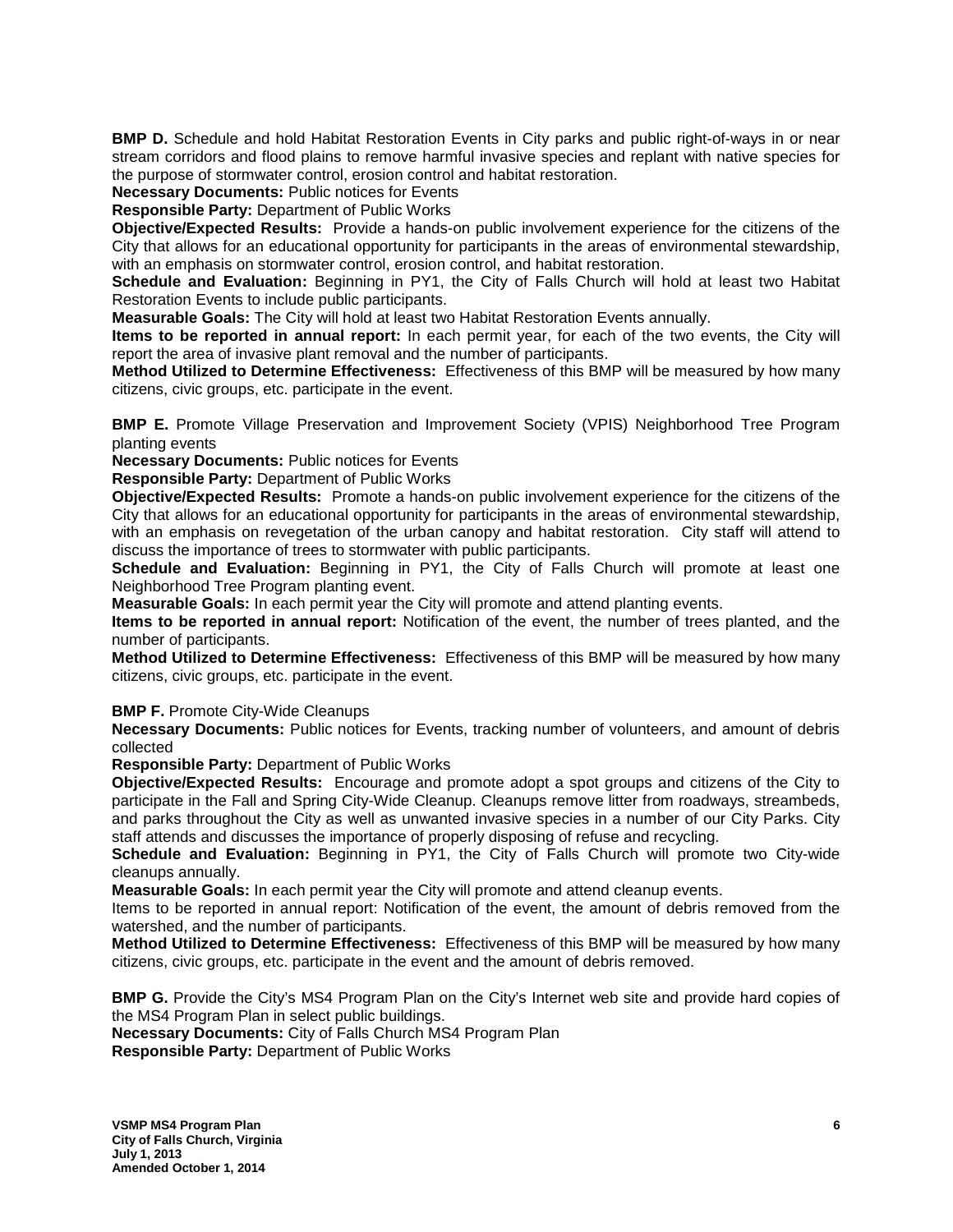**BMP D.** Schedule and hold Habitat Restoration Events in City parks and public right-of-ways in or near stream corridors and flood plains to remove harmful invasive species and replant with native species for the purpose of stormwater control, erosion control and habitat restoration.

**Necessary Documents:** Public notices for Events

**Responsible Party:** Department of Public Works

**Objective/Expected Results:** Provide a hands-on public involvement experience for the citizens of the City that allows for an educational opportunity for participants in the areas of environmental stewardship, with an emphasis on stormwater control, erosion control, and habitat restoration.

**Schedule and Evaluation:** Beginning in PY1, the City of Falls Church will hold at least two Habitat Restoration Events to include public participants.

**Measurable Goals:** The City will hold at least two Habitat Restoration Events annually.

**Items to be reported in annual report:** In each permit year, for each of the two events, the City will report the area of invasive plant removal and the number of participants.

**Method Utilized to Determine Effectiveness:** Effectiveness of this BMP will be measured by how many citizens, civic groups, etc. participate in the event.

**BMP E.** Promote Village Preservation and Improvement Society (VPIS) Neighborhood Tree Program planting events

**Necessary Documents:** Public notices for Events

**Responsible Party:** Department of Public Works

**Objective/Expected Results:** Promote a hands-on public involvement experience for the citizens of the City that allows for an educational opportunity for participants in the areas of environmental stewardship, with an emphasis on revegetation of the urban canopy and habitat restoration. City staff will attend to discuss the importance of trees to stormwater with public participants.

**Schedule and Evaluation:** Beginning in PY1, the City of Falls Church will promote at least one Neighborhood Tree Program planting event.

**Measurable Goals:** In each permit year the City will promote and attend planting events.

**Items to be reported in annual report:** Notification of the event, the number of trees planted, and the number of participants.

**Method Utilized to Determine Effectiveness:** Effectiveness of this BMP will be measured by how many citizens, civic groups, etc. participate in the event.

**BMP F.** Promote City-Wide Cleanups

**Necessary Documents:** Public notices for Events, tracking number of volunteers, and amount of debris collected

**Responsible Party:** Department of Public Works

**Objective/Expected Results:** Encourage and promote adopt a spot groups and citizens of the City to participate in the Fall and Spring City-Wide Cleanup. Cleanups remove litter from roadways, streambeds, and parks throughout the City as well as unwanted invasive species in a number of our City Parks. City staff attends and discusses the importance of properly disposing of refuse and recycling.

**Schedule and Evaluation:** Beginning in PY1, the City of Falls Church will promote two City-wide cleanups annually.

**Measurable Goals:** In each permit year the City will promote and attend cleanup events.

Items to be reported in annual report: Notification of the event, the amount of debris removed from the watershed, and the number of participants.

**Method Utilized to Determine Effectiveness:** Effectiveness of this BMP will be measured by how many citizens, civic groups, etc. participate in the event and the amount of debris removed.

**BMP G.** Provide the City's MS4 Program Plan on the City's Internet web site and provide hard copies of the MS4 Program Plan in select public buildings.

**Necessary Documents:** City of Falls Church MS4 Program Plan

**Responsible Party:** Department of Public Works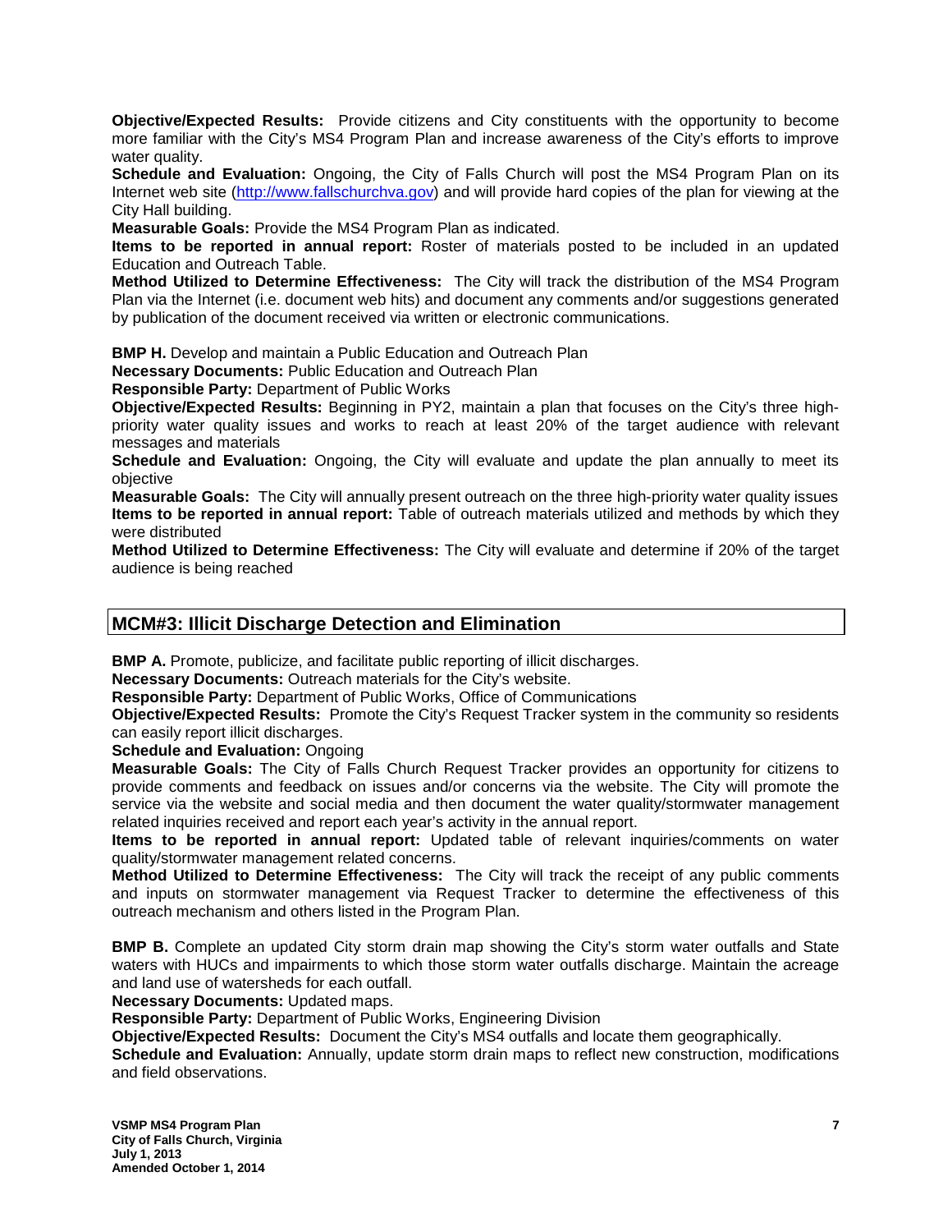**Objective/Expected Results:** Provide citizens and City constituents with the opportunity to become more familiar with the City's MS4 Program Plan and increase awareness of the City's efforts to improve water quality.
**Schedule and Evaluation:** Ongoing, the City of Falls Church will post the MS4 Program Plan on its Internet web site (http://www.fallschurchva.gov) and will provide hard copies of the plan for viewing at the City Hall building.
**Measurable Goals:** Provide the MS4 Program Plan as indicated.
**Items to be reported in annual report:** Roster of materials posted to be included in an updated Education and Outreach Table.
**Method Utilized to Determine Effectiveness:** The City will track the distribution of the MS4 Program Plan via the Internet (i.e. document web hits) and document any comments and/or suggestions generated by publication of the document received via written or electronic communications.

**BMP H.** Develop and maintain a Public Education and Outreach Plan
**Necessary Documents:** Public Education and Outreach Plan
**Responsible Party:** Department of Public Works
**Objective/Expected Results:** Beginning in PY2, maintain a plan that focuses on the City's three high-priority water quality issues and works to reach at least 20% of the target audience with relevant messages and materials
**Schedule and Evaluation:** Ongoing, the City will evaluate and update the plan annually to meet its objective
**Measurable Goals:** The City will annually present outreach on the three high-priority water quality issues
**Items to be reported in annual report:** Table of outreach materials utilized and methods by which they were distributed
**Method Utilized to Determine Effectiveness:** The City will evaluate and determine if 20% of the target audience is being reached

## MCM#3: Illicit Discharge Detection and Elimination

**BMP A.** Promote, publicize, and facilitate public reporting of illicit discharges.
**Necessary Documents:** Outreach materials for the City's website.
**Responsible Party:** Department of Public Works, Office of Communications
**Objective/Expected Results:** Promote the City's Request Tracker system in the community so residents can easily report illicit discharges.
**Schedule and Evaluation:** Ongoing
**Measurable Goals:** The City of Falls Church Request Tracker provides an opportunity for citizens to provide comments and feedback on issues and/or concerns via the website. The City will promote the service via the website and social media and then document the water quality/stormwater management related inquiries received and report each year's activity in the annual report.
**Items to be reported in annual report:** Updated table of relevant inquiries/comments on water quality/stormwater management related concerns.
**Method Utilized to Determine Effectiveness:** The City will track the receipt of any public comments and inputs on stormwater management via Request Tracker to determine the effectiveness of this outreach mechanism and others listed in the Program Plan.

**BMP B.** Complete an updated City storm drain map showing the City's storm water outfalls and State waters with HUCs and impairments to which those storm water outfalls discharge. Maintain the acreage and land use of watersheds for each outfall.
**Necessary Documents:** Updated maps.
**Responsible Party:** Department of Public Works, Engineering Division
**Objective/Expected Results:** Document the City's MS4 outfalls and locate them geographically.
**Schedule and Evaluation:** Annually, update storm drain maps to reflect new construction, modifications and field observations.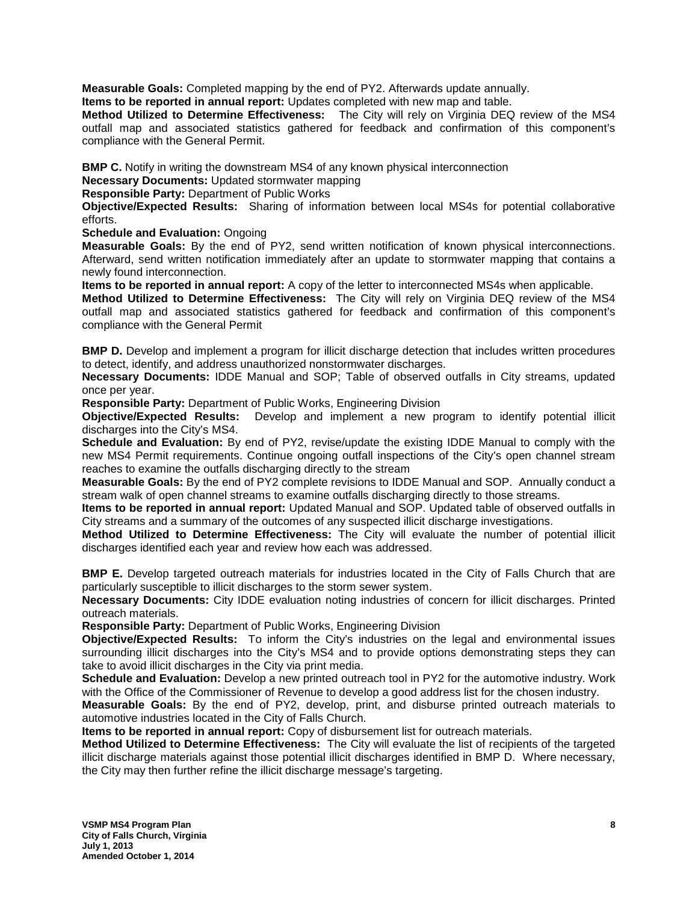**Measurable Goals:** Completed mapping by the end of PY2. Afterwards update annually.

**Items to be reported in annual report:** Updates completed with new map and table.

**Method Utilized to Determine Effectiveness:** The City will rely on Virginia DEQ review of the MS4 outfall map and associated statistics gathered for feedback and confirmation of this component's compliance with the General Permit.

**BMP C.** Notify in writing the downstream MS4 of any known physical interconnection

**Necessary Documents:** Updated stormwater mapping

**Responsible Party:** Department of Public Works

**Objective/Expected Results:** Sharing of information between local MS4s for potential collaborative efforts.

**Schedule and Evaluation:** Ongoing

**Measurable Goals:** By the end of PY2, send written notification of known physical interconnections. Afterward, send written notification immediately after an update to stormwater mapping that contains a newly found interconnection.

**Items to be reported in annual report:** A copy of the letter to interconnected MS4s when applicable.

**Method Utilized to Determine Effectiveness:** The City will rely on Virginia DEQ review of the MS4 outfall map and associated statistics gathered for feedback and confirmation of this component's compliance with the General Permit

**BMP D.** Develop and implement a program for illicit discharge detection that includes written procedures to detect, identify, and address unauthorized nonstormwater discharges.

**Necessary Documents:** IDDE Manual and SOP; Table of observed outfalls in City streams, updated once per year.

**Responsible Party:** Department of Public Works, Engineering Division

**Objective/Expected Results:** Develop and implement a new program to identify potential illicit discharges into the City's MS4.

**Schedule and Evaluation:** By end of PY2, revise/update the existing IDDE Manual to comply with the new MS4 Permit requirements. Continue ongoing outfall inspections of the City's open channel stream reaches to examine the outfalls discharging directly to the stream

**Measurable Goals:** By the end of PY2 complete revisions to IDDE Manual and SOP. Annually conduct a stream walk of open channel streams to examine outfalls discharging directly to those streams.

**Items to be reported in annual report:** Updated Manual and SOP. Updated table of observed outfalls in City streams and a summary of the outcomes of any suspected illicit discharge investigations.

**Method Utilized to Determine Effectiveness:** The City will evaluate the number of potential illicit discharges identified each year and review how each was addressed.

**BMP E.** Develop targeted outreach materials for industries located in the City of Falls Church that are particularly susceptible to illicit discharges to the storm sewer system.

**Necessary Documents:** City IDDE evaluation noting industries of concern for illicit discharges. Printed outreach materials.

**Responsible Party:** Department of Public Works, Engineering Division

**Objective/Expected Results:** To inform the City's industries on the legal and environmental issues surrounding illicit discharges into the City's MS4 and to provide options demonstrating steps they can take to avoid illicit discharges in the City via print media.

**Schedule and Evaluation:** Develop a new printed outreach tool in PY2 for the automotive industry. Work with the Office of the Commissioner of Revenue to develop a good address list for the chosen industry.

**Measurable Goals:** By the end of PY2, develop, print, and disburse printed outreach materials to automotive industries located in the City of Falls Church.

**Items to be reported in annual report:** Copy of disbursement list for outreach materials.

**Method Utilized to Determine Effectiveness:** The City will evaluate the list of recipients of the targeted illicit discharge materials against those potential illicit discharges identified in BMP D. Where necessary, the City may then further refine the illicit discharge message's targeting.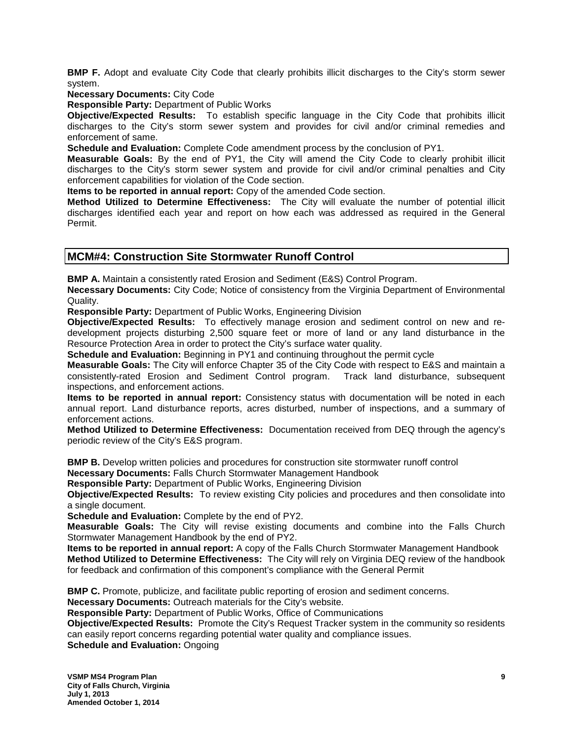**BMP F.** Adopt and evaluate City Code that clearly prohibits illicit discharges to the City's storm sewer system.
**Necessary Documents:** City Code
**Responsible Party:** Department of Public Works
**Objective/Expected Results:** To establish specific language in the City Code that prohibits illicit discharges to the City's storm sewer system and provides for civil and/or criminal remedies and enforcement of same.
**Schedule and Evaluation:** Complete Code amendment process by the conclusion of PY1.
**Measurable Goals:** By the end of PY1, the City will amend the City Code to clearly prohibit illicit discharges to the City's storm sewer system and provide for civil and/or criminal penalties and City enforcement capabilities for violation of the Code section.
**Items to be reported in annual report:** Copy of the amended Code section.
**Method Utilized to Determine Effectiveness:** The City will evaluate the number of potential illicit discharges identified each year and report on how each was addressed as required in the General Permit.

## MCM#4: Construction Site Stormwater Runoff Control

**BMP A.** Maintain a consistently rated Erosion and Sediment (E&S) Control Program.
**Necessary Documents:** City Code; Notice of consistency from the Virginia Department of Environmental Quality.
**Responsible Party:** Department of Public Works, Engineering Division
**Objective/Expected Results:** To effectively manage erosion and sediment control on new and re-development projects disturbing 2,500 square feet or more of land or any land disturbance in the Resource Protection Area in order to protect the City's surface water quality.
**Schedule and Evaluation:** Beginning in PY1 and continuing throughout the permit cycle
**Measurable Goals:** The City will enforce Chapter 35 of the City Code with respect to E&S and maintain a consistently-rated Erosion and Sediment Control program. Track land disturbance, subsequent inspections, and enforcement actions.
**Items to be reported in annual report:** Consistency status with documentation will be noted in each annual report. Land disturbance reports, acres disturbed, number of inspections, and a summary of enforcement actions.
**Method Utilized to Determine Effectiveness:** Documentation received from DEQ through the agency's periodic review of the City's E&S program.

**BMP B.** Develop written policies and procedures for construction site stormwater runoff control
**Necessary Documents:** Falls Church Stormwater Management Handbook
**Responsible Party:** Department of Public Works, Engineering Division
**Objective/Expected Results:** To review existing City policies and procedures and then consolidate into a single document.
**Schedule and Evaluation:** Complete by the end of PY2.
**Measurable Goals:** The City will revise existing documents and combine into the Falls Church Stormwater Management Handbook by the end of PY2.
**Items to be reported in annual report:** A copy of the Falls Church Stormwater Management Handbook
**Method Utilized to Determine Effectiveness:** The City will rely on Virginia DEQ review of the handbook for feedback and confirmation of this component's compliance with the General Permit

**BMP C.** Promote, publicize, and facilitate public reporting of erosion and sediment concerns.
**Necessary Documents:** Outreach materials for the City's website.
**Responsible Party:** Department of Public Works, Office of Communications
**Objective/Expected Results:** Promote the City's Request Tracker system in the community so residents can easily report concerns regarding potential water quality and compliance issues.
**Schedule and Evaluation:** Ongoing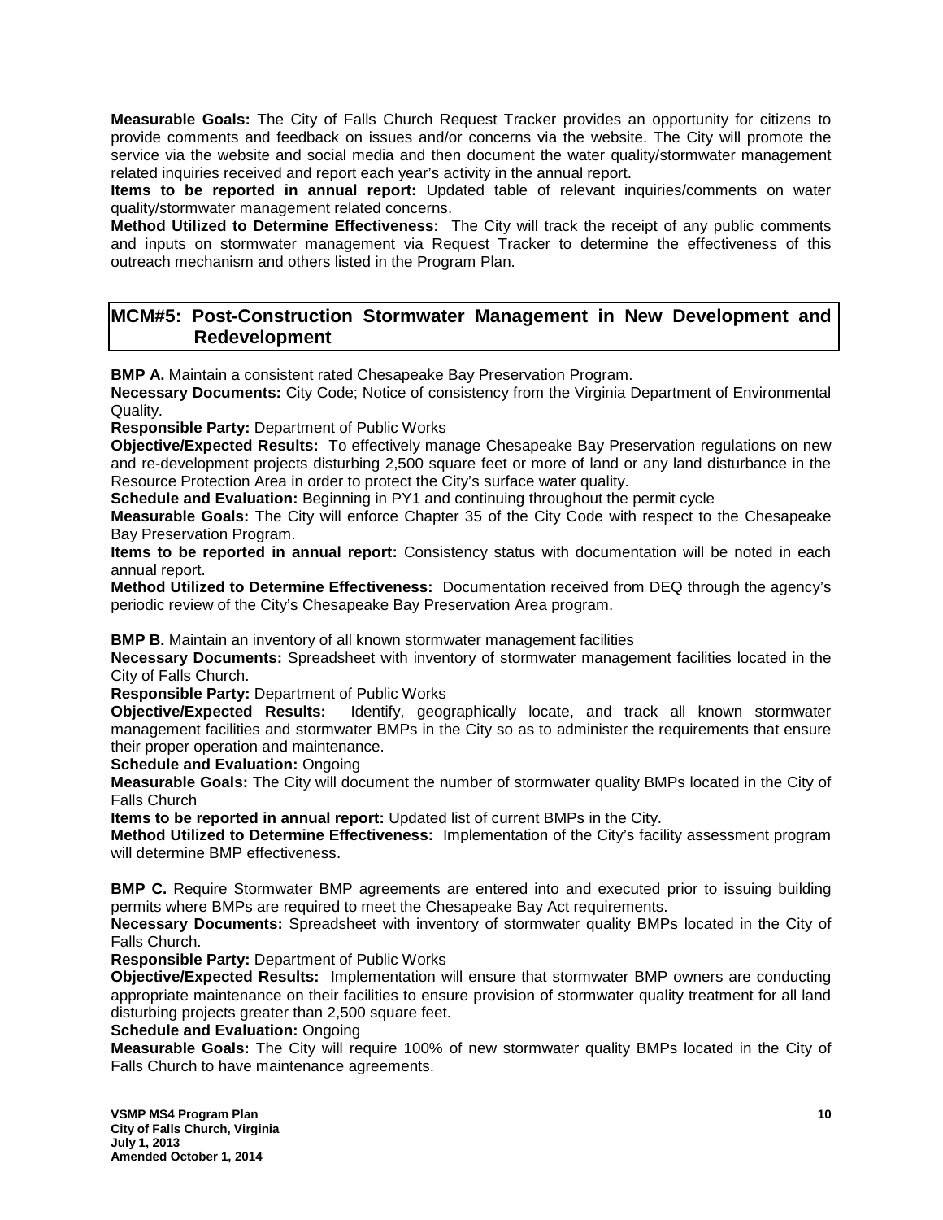**Measurable Goals:** The City of Falls Church Request Tracker provides an opportunity for citizens to provide comments and feedback on issues and/or concerns via the website. The City will promote the service via the website and social media and then document the water quality/stormwater management related inquiries received and report each year's activity in the annual report.

**Items to be reported in annual report:** Updated table of relevant inquiries/comments on water quality/stormwater management related concerns.

**Method Utilized to Determine Effectiveness:** The City will track the receipt of any public comments and inputs on stormwater management via Request Tracker to determine the effectiveness of this outreach mechanism and others listed in the Program Plan.

## MCM#5: Post-Construction Stormwater Management in New Development and Redevelopment

**BMP A.** Maintain a consistent rated Chesapeake Bay Preservation Program.

**Necessary Documents:** City Code; Notice of consistency from the Virginia Department of Environmental Quality.

**Responsible Party:** Department of Public Works

**Objective/Expected Results:** To effectively manage Chesapeake Bay Preservation regulations on new and re-development projects disturbing 2,500 square feet or more of land or any land disturbance in the Resource Protection Area in order to protect the City's surface water quality.

**Schedule and Evaluation:** Beginning in PY1 and continuing throughout the permit cycle

**Measurable Goals:** The City will enforce Chapter 35 of the City Code with respect to the Chesapeake Bay Preservation Program.

**Items to be reported in annual report:** Consistency status with documentation will be noted in each annual report.

**Method Utilized to Determine Effectiveness:** Documentation received from DEQ through the agency's periodic review of the City's Chesapeake Bay Preservation Area program.

**BMP B.** Maintain an inventory of all known stormwater management facilities

**Necessary Documents:** Spreadsheet with inventory of stormwater management facilities located in the City of Falls Church.

**Responsible Party:** Department of Public Works

**Objective/Expected Results:** Identify, geographically locate, and track all known stormwater management facilities and stormwater BMPs in the City so as to administer the requirements that ensure their proper operation and maintenance.

**Schedule and Evaluation:** Ongoing

**Measurable Goals:** The City will document the number of stormwater quality BMPs located in the City of Falls Church

**Items to be reported in annual report:** Updated list of current BMPs in the City.

**Method Utilized to Determine Effectiveness:** Implementation of the City's facility assessment program will determine BMP effectiveness.

**BMP C.** Require Stormwater BMP agreements are entered into and executed prior to issuing building permits where BMPs are required to meet the Chesapeake Bay Act requirements.

**Necessary Documents:** Spreadsheet with inventory of stormwater quality BMPs located in the City of Falls Church.

**Responsible Party:** Department of Public Works

**Objective/Expected Results:** Implementation will ensure that stormwater BMP owners are conducting appropriate maintenance on their facilities to ensure provision of stormwater quality treatment for all land disturbing projects greater than 2,500 square feet.

**Schedule and Evaluation:** Ongoing

**Measurable Goals:** The City will require 100% of new stormwater quality BMPs located in the City of Falls Church to have maintenance agreements.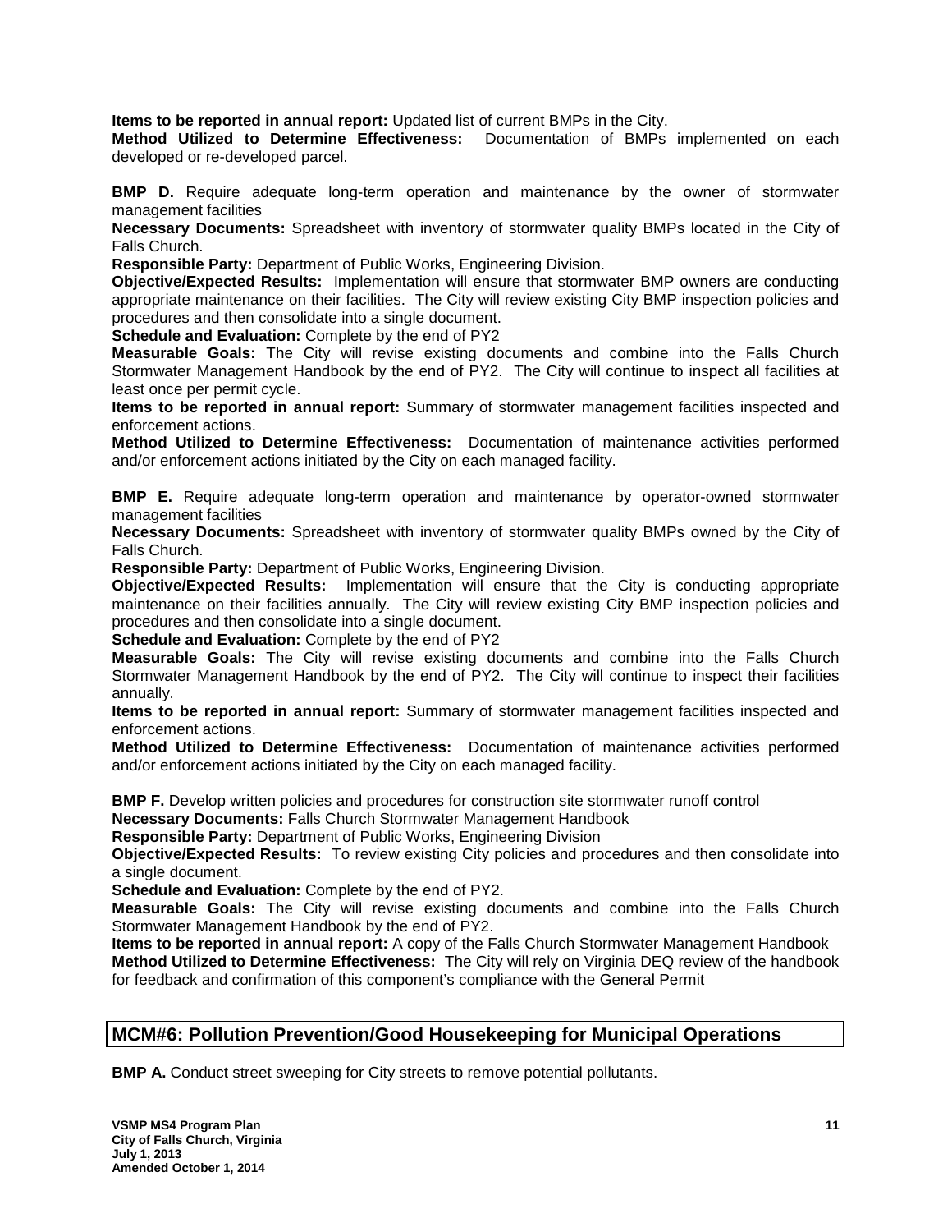**Items to be reported in annual report:** Updated list of current BMPs in the City.
**Method Utilized to Determine Effectiveness:** Documentation of BMPs implemented on each developed or re-developed parcel.

**BMP D.** Require adequate long-term operation and maintenance by the owner of stormwater management facilities
**Necessary Documents:** Spreadsheet with inventory of stormwater quality BMPs located in the City of Falls Church.
**Responsible Party:** Department of Public Works, Engineering Division.
**Objective/Expected Results:** Implementation will ensure that stormwater BMP owners are conducting appropriate maintenance on their facilities. The City will review existing City BMP inspection policies and procedures and then consolidate into a single document.
**Schedule and Evaluation:** Complete by the end of PY2
**Measurable Goals:** The City will revise existing documents and combine into the Falls Church Stormwater Management Handbook by the end of PY2. The City will continue to inspect all facilities at least once per permit cycle.
**Items to be reported in annual report:** Summary of stormwater management facilities inspected and enforcement actions.
**Method Utilized to Determine Effectiveness:** Documentation of maintenance activities performed and/or enforcement actions initiated by the City on each managed facility.

**BMP E.** Require adequate long-term operation and maintenance by operator-owned stormwater management facilities
**Necessary Documents:** Spreadsheet with inventory of stormwater quality BMPs owned by the City of Falls Church.
**Responsible Party:** Department of Public Works, Engineering Division.
**Objective/Expected Results:** Implementation will ensure that the City is conducting appropriate maintenance on their facilities annually. The City will review existing City BMP inspection policies and procedures and then consolidate into a single document.
**Schedule and Evaluation:** Complete by the end of PY2
**Measurable Goals:** The City will revise existing documents and combine into the Falls Church Stormwater Management Handbook by the end of PY2. The City will continue to inspect their facilities annually.
**Items to be reported in annual report:** Summary of stormwater management facilities inspected and enforcement actions.
**Method Utilized to Determine Effectiveness:** Documentation of maintenance activities performed and/or enforcement actions initiated by the City on each managed facility.

**BMP F.** Develop written policies and procedures for construction site stormwater runoff control
**Necessary Documents:** Falls Church Stormwater Management Handbook
**Responsible Party:** Department of Public Works, Engineering Division
**Objective/Expected Results:** To review existing City policies and procedures and then consolidate into a single document.
**Schedule and Evaluation:** Complete by the end of PY2.
**Measurable Goals:** The City will revise existing documents and combine into the Falls Church Stormwater Management Handbook by the end of PY2.
**Items to be reported in annual report:** A copy of the Falls Church Stormwater Management Handbook
**Method Utilized to Determine Effectiveness:** The City will rely on Virginia DEQ review of the handbook for feedback and confirmation of this component's compliance with the General Permit

## MCM#6: Pollution Prevention/Good Housekeeping for Municipal Operations

**BMP A.** Conduct street sweeping for City streets to remove potential pollutants.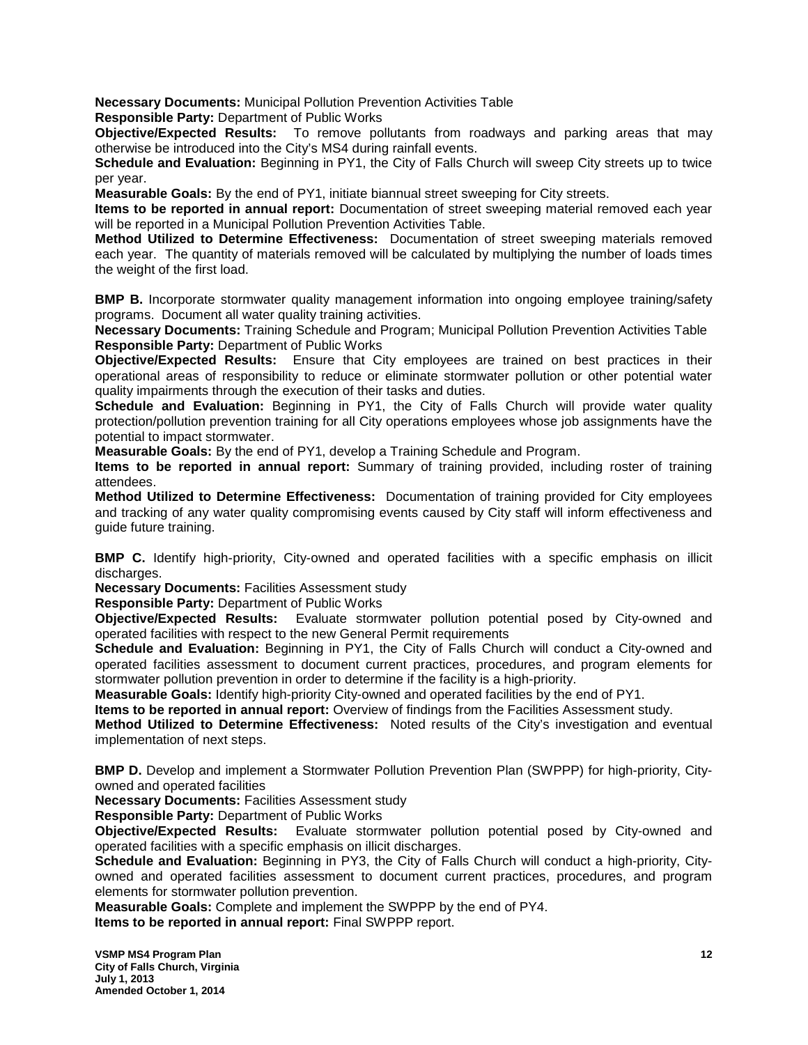**Necessary Documents:** Municipal Pollution Prevention Activities Table
**Responsible Party:** Department of Public Works
**Objective/Expected Results:** To remove pollutants from roadways and parking areas that may otherwise be introduced into the City's MS4 during rainfall events.
**Schedule and Evaluation:** Beginning in PY1, the City of Falls Church will sweep City streets up to twice per year.
**Measurable Goals:** By the end of PY1, initiate biannual street sweeping for City streets.
**Items to be reported in annual report:** Documentation of street sweeping material removed each year will be reported in a Municipal Pollution Prevention Activities Table.
**Method Utilized to Determine Effectiveness:** Documentation of street sweeping materials removed each year. The quantity of materials removed will be calculated by multiplying the number of loads times the weight of the first load.

**BMP B.** Incorporate stormwater quality management information into ongoing employee training/safety programs. Document all water quality training activities.
**Necessary Documents:** Training Schedule and Program; Municipal Pollution Prevention Activities Table
**Responsible Party:** Department of Public Works
**Objective/Expected Results:** Ensure that City employees are trained on best practices in their operational areas of responsibility to reduce or eliminate stormwater pollution or other potential water quality impairments through the execution of their tasks and duties.
**Schedule and Evaluation:** Beginning in PY1, the City of Falls Church will provide water quality protection/pollution prevention training for all City operations employees whose job assignments have the potential to impact stormwater.
**Measurable Goals:** By the end of PY1, develop a Training Schedule and Program.
**Items to be reported in annual report:** Summary of training provided, including roster of training attendees.
**Method Utilized to Determine Effectiveness:** Documentation of training provided for City employees and tracking of any water quality compromising events caused by City staff will inform effectiveness and guide future training.

**BMP C.** Identify high-priority, City-owned and operated facilities with a specific emphasis on illicit discharges.
**Necessary Documents:** Facilities Assessment study
**Responsible Party:** Department of Public Works
**Objective/Expected Results:** Evaluate stormwater pollution potential posed by City-owned and operated facilities with respect to the new General Permit requirements
**Schedule and Evaluation:** Beginning in PY1, the City of Falls Church will conduct a City-owned and operated facilities assessment to document current practices, procedures, and program elements for stormwater pollution prevention in order to determine if the facility is a high-priority.
**Measurable Goals:** Identify high-priority City-owned and operated facilities by the end of PY1.
**Items to be reported in annual report:** Overview of findings from the Facilities Assessment study.
**Method Utilized to Determine Effectiveness:** Noted results of the City's investigation and eventual implementation of next steps.

**BMP D.** Develop and implement a Stormwater Pollution Prevention Plan (SWPPP) for high-priority, City-owned and operated facilities
**Necessary Documents:** Facilities Assessment study
**Responsible Party:** Department of Public Works
**Objective/Expected Results:** Evaluate stormwater pollution potential posed by City-owned and operated facilities with a specific emphasis on illicit discharges.
**Schedule and Evaluation:** Beginning in PY3, the City of Falls Church will conduct a high-priority, City-owned and operated facilities assessment to document current practices, procedures, and program elements for stormwater pollution prevention.
**Measurable Goals:** Complete and implement the SWPPP by the end of PY4.
**Items to be reported in annual report:** Final SWPPP report.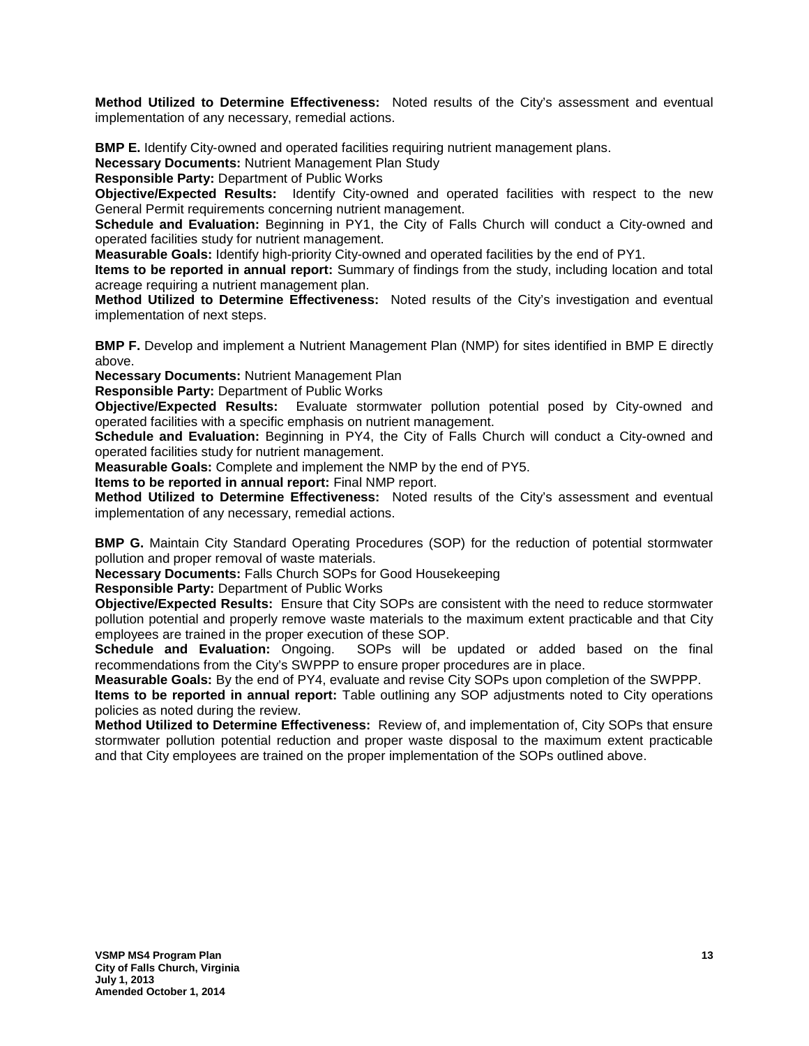**Method Utilized to Determine Effectiveness:** Noted results of the City's assessment and eventual implementation of any necessary, remedial actions.

**BMP E.** Identify City-owned and operated facilities requiring nutrient management plans.
**Necessary Documents:** Nutrient Management Plan Study
**Responsible Party:** Department of Public Works
**Objective/Expected Results:** Identify City-owned and operated facilities with respect to the new General Permit requirements concerning nutrient management.
**Schedule and Evaluation:** Beginning in PY1, the City of Falls Church will conduct a City-owned and operated facilities study for nutrient management.
**Measurable Goals:** Identify high-priority City-owned and operated facilities by the end of PY1.
**Items to be reported in annual report:** Summary of findings from the study, including location and total acreage requiring a nutrient management plan.
**Method Utilized to Determine Effectiveness:** Noted results of the City's investigation and eventual implementation of next steps.

**BMP F.** Develop and implement a Nutrient Management Plan (NMP) for sites identified in BMP E directly above.
**Necessary Documents:** Nutrient Management Plan
**Responsible Party:** Department of Public Works
**Objective/Expected Results:** Evaluate stormwater pollution potential posed by City-owned and operated facilities with a specific emphasis on nutrient management.
**Schedule and Evaluation:** Beginning in PY4, the City of Falls Church will conduct a City-owned and operated facilities study for nutrient management.
**Measurable Goals:** Complete and implement the NMP by the end of PY5.
**Items to be reported in annual report:** Final NMP report.
**Method Utilized to Determine Effectiveness:** Noted results of the City's assessment and eventual implementation of any necessary, remedial actions.

**BMP G.** Maintain City Standard Operating Procedures (SOP) for the reduction of potential stormwater pollution and proper removal of waste materials.
**Necessary Documents:** Falls Church SOPs for Good Housekeeping
**Responsible Party:** Department of Public Works
**Objective/Expected Results:** Ensure that City SOPs are consistent with the need to reduce stormwater pollution potential and properly remove waste materials to the maximum extent practicable and that City employees are trained in the proper execution of these SOP.
**Schedule and Evaluation:** Ongoing. SOPs will be updated or added based on the final recommendations from the City's SWPPP to ensure proper procedures are in place.
**Measurable Goals:** By the end of PY4, evaluate and revise City SOPs upon completion of the SWPPP.
**Items to be reported in annual report:** Table outlining any SOP adjustments noted to City operations policies as noted during the review.
**Method Utilized to Determine Effectiveness:** Review of, and implementation of, City SOPs that ensure stormwater pollution potential reduction and proper waste disposal to the maximum extent practicable and that City employees are trained on the proper implementation of the SOPs outlined above.